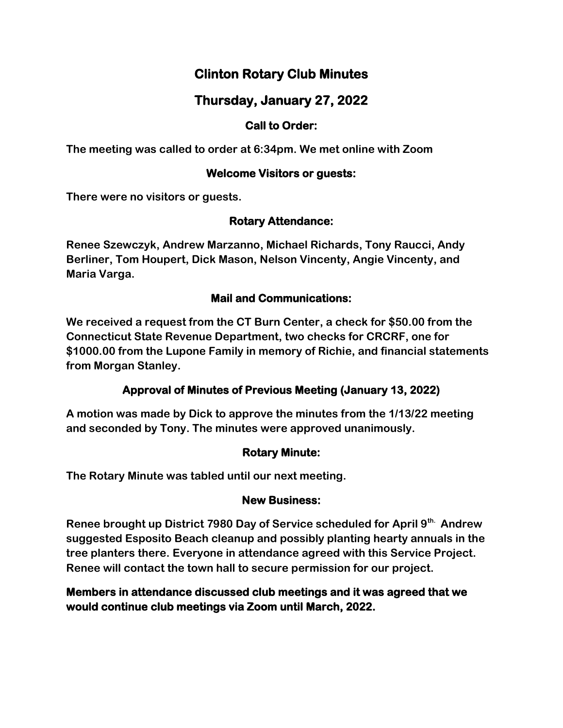# Clinton Rotary Club Minutes

## Thursday, January 27, 2022

### Call to Order:

**The meeting was called to order at 6:34pm. We met online with Zoom**

### Welcome Visitors or guests:

**There were no visitors or guests.**

### Rotary Attendance:

**Renee Szewczyk, Andrew Marzanno, Michael Richards, Tony Raucci, Andy Berliner, Tom Houpert, Dick Mason, Nelson Vincenty, Angie Vincenty, and Maria Varga.**

### Mail and Communications:

**We received a request from the CT Burn Center, a check for $50.00 from the Connecticut State Revenue Department, two checks for CRCRF, one for $1000.00 from the Lupone Family in memory of Richie, and financial statements from Morgan Stanley.**

### Approval of Minutes of Previous Meeting (January 13, 2022)

**A motion was made by Dick to approve the minutes from the 1/13/22 meeting and seconded by Tony. The minutes were approved unanimously.**

### Rotary Minute:

**The Rotary Minute was tabled until our next meeting.**

### New Business:

**Renee brought up District 7980 Day of Service scheduled for April 9th. Andrew suggested Esposito Beach cleanup and possibly planting hearty annuals in the tree planters there. Everyone in attendance agreed with this Service Project. Renee will contact the town hall to secure permission for our project.**

**Members in attendance discussed club meetings and it was agreed that we would continue club meetings via Zoom until March, 2022.**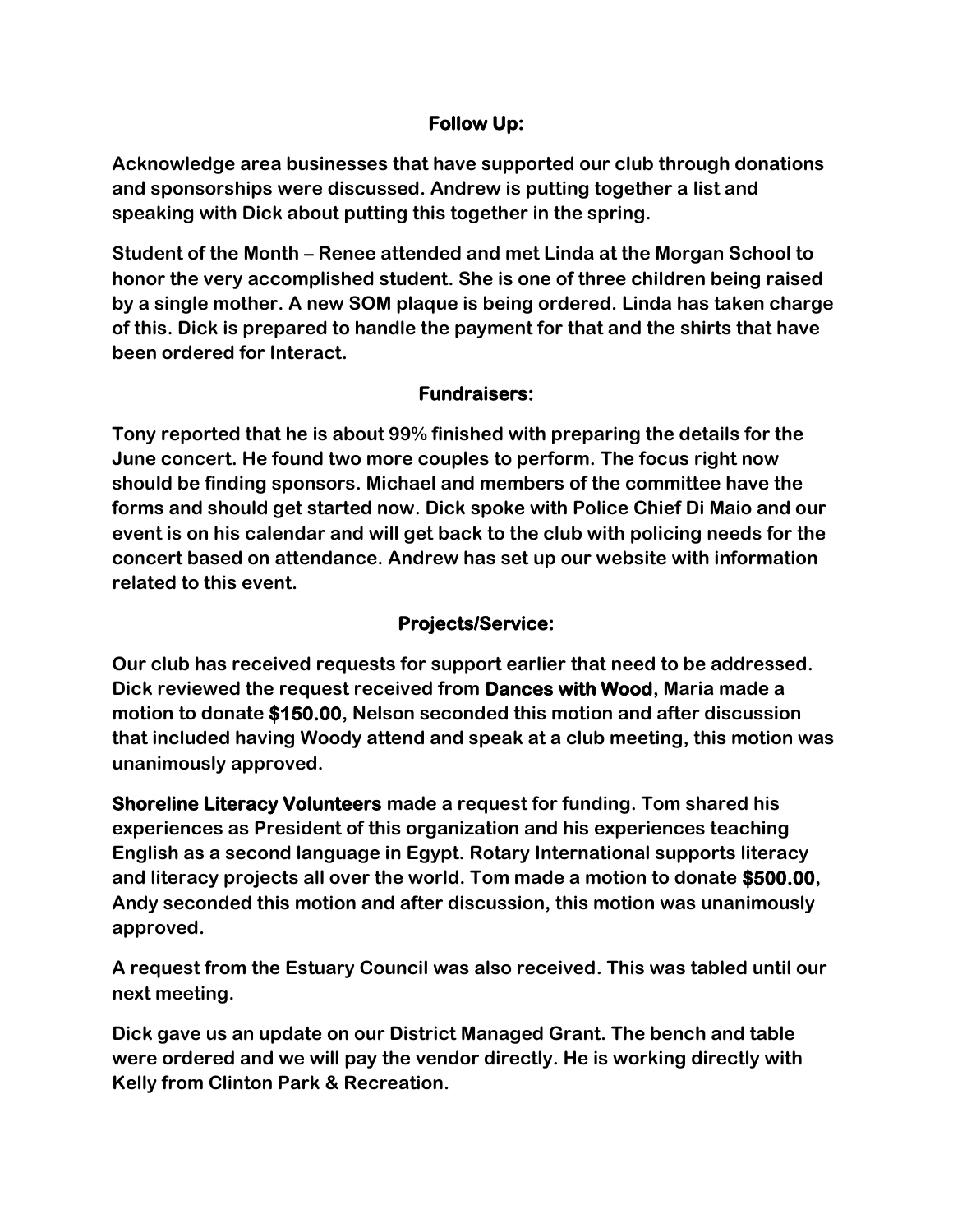## Follow Up:

**Acknowledge area businesses that have supported our club through donations and sponsorships were discussed. Andrew is putting together a list and speaking with Dick about putting this together in the spring.**

**Student of the Month – Renee attended and met Linda at the Morgan School to honor the very accomplished student. She is one of three children being raised by a single mother. A new SOM plaque is being ordered. Linda has taken charge of this. Dick is prepared to handle the payment for that and the shirts that have been ordered for Interact.**

## Fundraisers:

**Tony reported that he is about 99% finished with preparing the details for the June concert. He found two more couples to perform. The focus right now should be finding sponsors. Michael and members of the committee have the forms and should get started now. Dick spoke with Police Chief Di Maio and our event is on his calendar and will get back to the club with policing needs for the concert based on attendance. Andrew has set up our website with information related to this event.**

## Projects/Service:

**Our club has received requests for support earlier that need to be addressed. Dick reviewed the request received from Dances with Wood, Maria made a motion to donate $150.00, Nelson seconded this motion and after discussion that included having Woody attend and speak at a club meeting, this motion was unanimously approved.**

**Shoreline Literacy Volunteers made a request for funding. Tom shared his experiences as President of this organization and his experiences teaching English as a second language in Egypt. Rotary International supports literacy and literacy projects all over the world. Tom made a motion to donate $500.00, Andy seconded this motion and after discussion, this motion was unanimously approved.**

**A request from the Estuary Council was also received. This was tabled until our next meeting.**

**Dick gave us an update on our District Managed Grant. The bench and table were ordered and we will pay the vendor directly. He is working directly with Kelly from Clinton Park & Recreation.**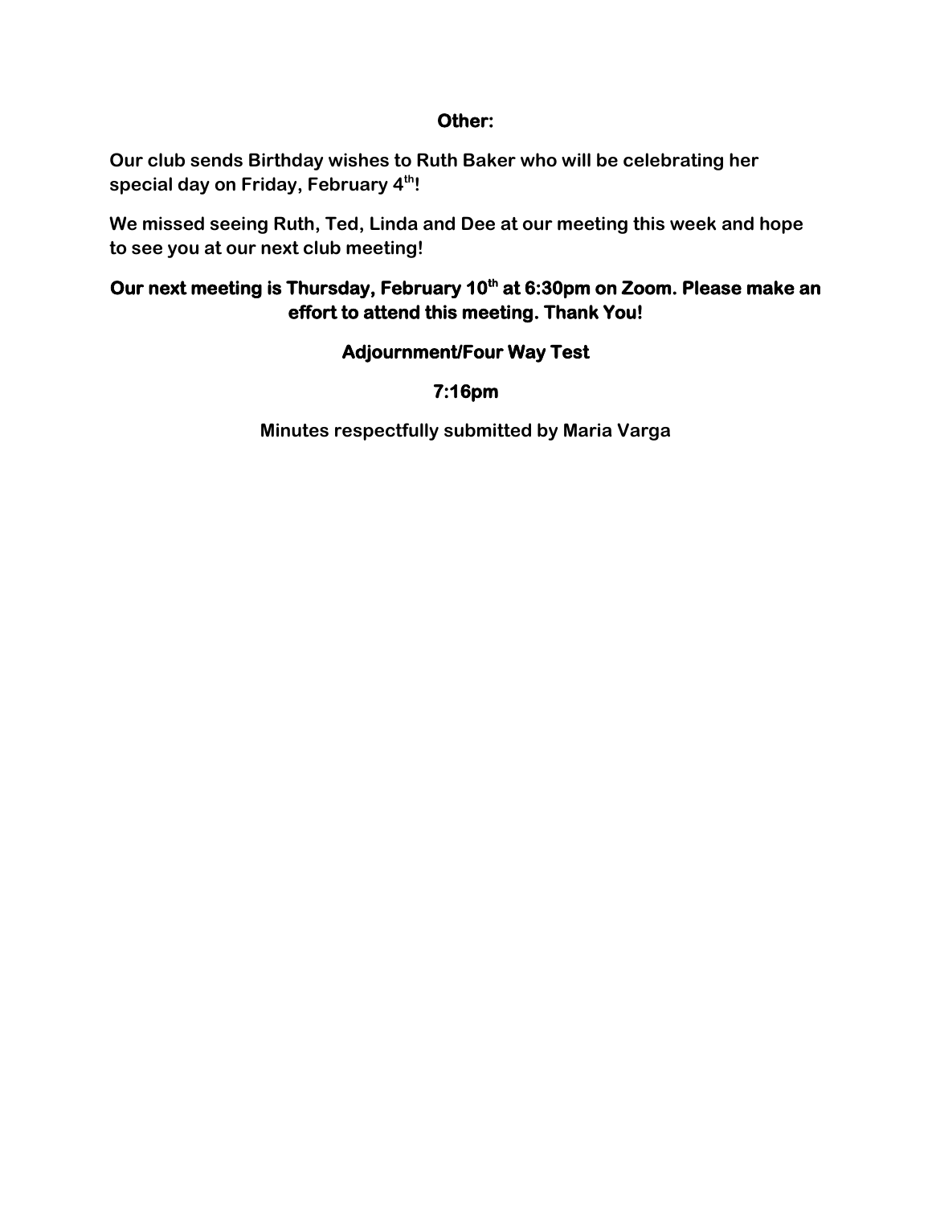**Other:**

**Our club sends Birthday wishes to Ruth Baker who will be celebrating her special day on Friday, February 4th!**

**We missed seeing Ruth, Ted, Linda and Dee at our meeting this week and hope to see you at our next club meeting!**

**Our next meeting is Thursday, February 10th at 6:30pm on Zoom. Please make an effort to attend this meeting. Thank You!**

**Adjournment/Four Way Test**

**7:16pm**

**Minutes respectfully submitted by Maria Varga**